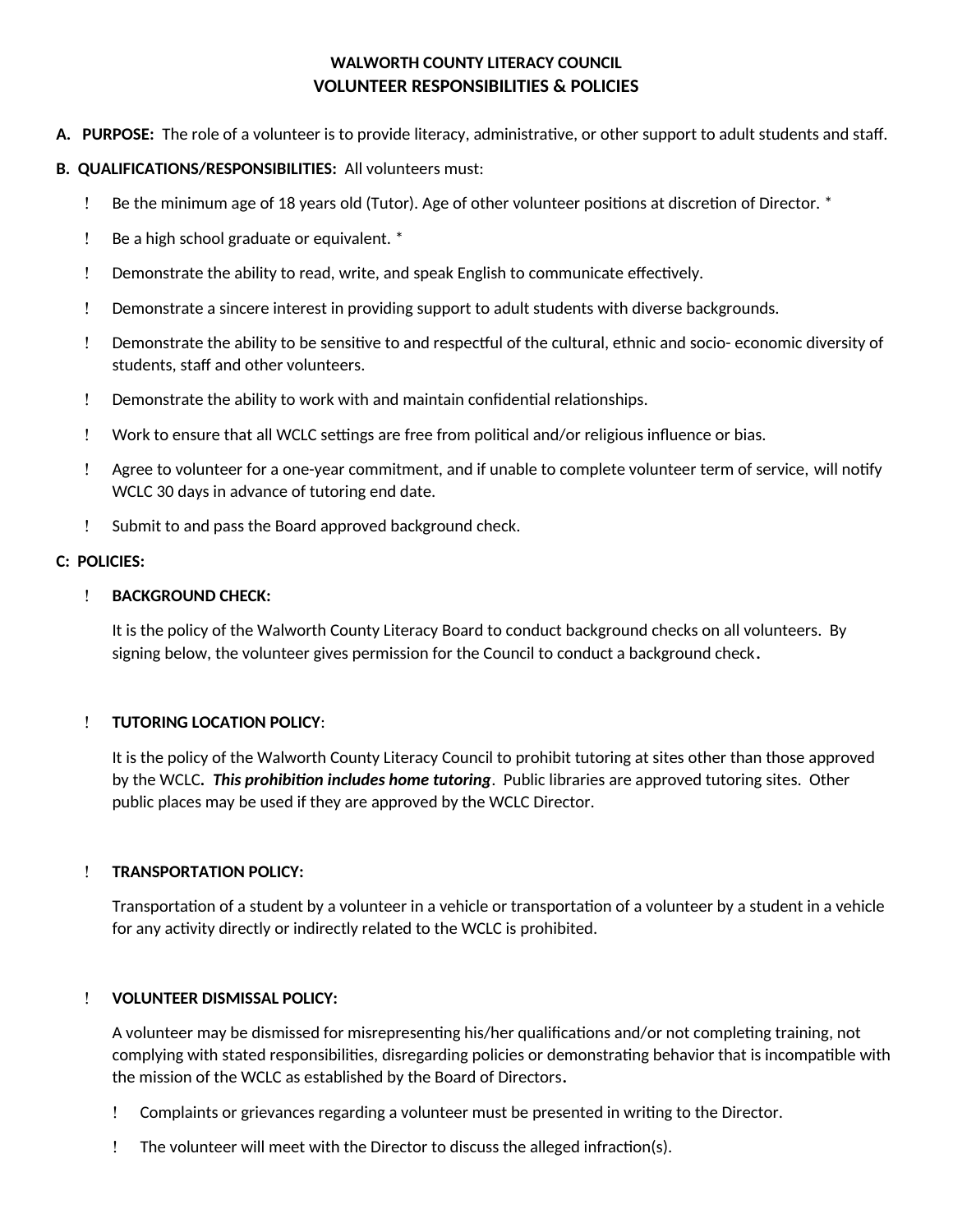# WALWORTH COUNTY LITERACY COUNCIL

## VOLUNTEER RESPONSIBILITIES & POLICIES

**A. PURPOSE:** The role of a volunteer is to provide literacy, administrative, or other support to adult students and staff.

**B. QUALIFICATIONS/RESPONSIBILITIES:** All volunteers must:

- Be the minimum age of 18 years old (Tutor). Age of other volunteer positions at discretion of Director. *
- Be a high school graduate or equivalent. *
- Demonstrate the ability to read, write, and speak English to communicate effectively.
- Demonstrate a sincere interest in providing support to adult students with diverse backgrounds.
- Demonstrate the ability to be sensitive to and respectful of the cultural, ethnic and socio- economic diversity of students, staff and other volunteers.
- Demonstrate the ability to work with and maintain confidential relationships.
- Work to ensure that all WCLC settings are free from political and/or religious influence or bias.
- Agree to volunteer for a one-year commitment, and if unable to complete volunteer term of service, will notify WCLC 30 days in advance of tutoring end date.
- Submit to and pass the Board approved background check.

**C: POLICIES:**

- **BACKGROUND CHECK:**

  It is the policy of the Walworth County Literacy Board to conduct background checks on all volunteers. By signing below, the volunteer gives permission for the Council to conduct a background check.

- **TUTORING LOCATION POLICY**:

  It is the policy of the Walworth County Literacy Council to prohibit tutoring at sites other than those approved by the WCLC**.** ***This prohibition includes home tutoring***. Public libraries are approved tutoring sites. Other public places may be used if they are approved by the WCLC Director.

- **TRANSPORTATION POLICY:**

  Transportation of a student by a volunteer in a vehicle or transportation of a volunteer by a student in a vehicle for any activity directly or indirectly related to the WCLC is prohibited.

- **VOLUNTEER DISMISSAL POLICY:**

  A volunteer may be dismissed for misrepresenting his/her qualifications and/or not completing training, not complying with stated responsibilities, disregarding policies or demonstrating behavior that is incompatible with the mission of the WCLC as established by the Board of Directors**.**

  - Complaints or grievances regarding a volunteer must be presented in writing to the Director.
  - The volunteer will meet with the Director to discuss the alleged infraction(s).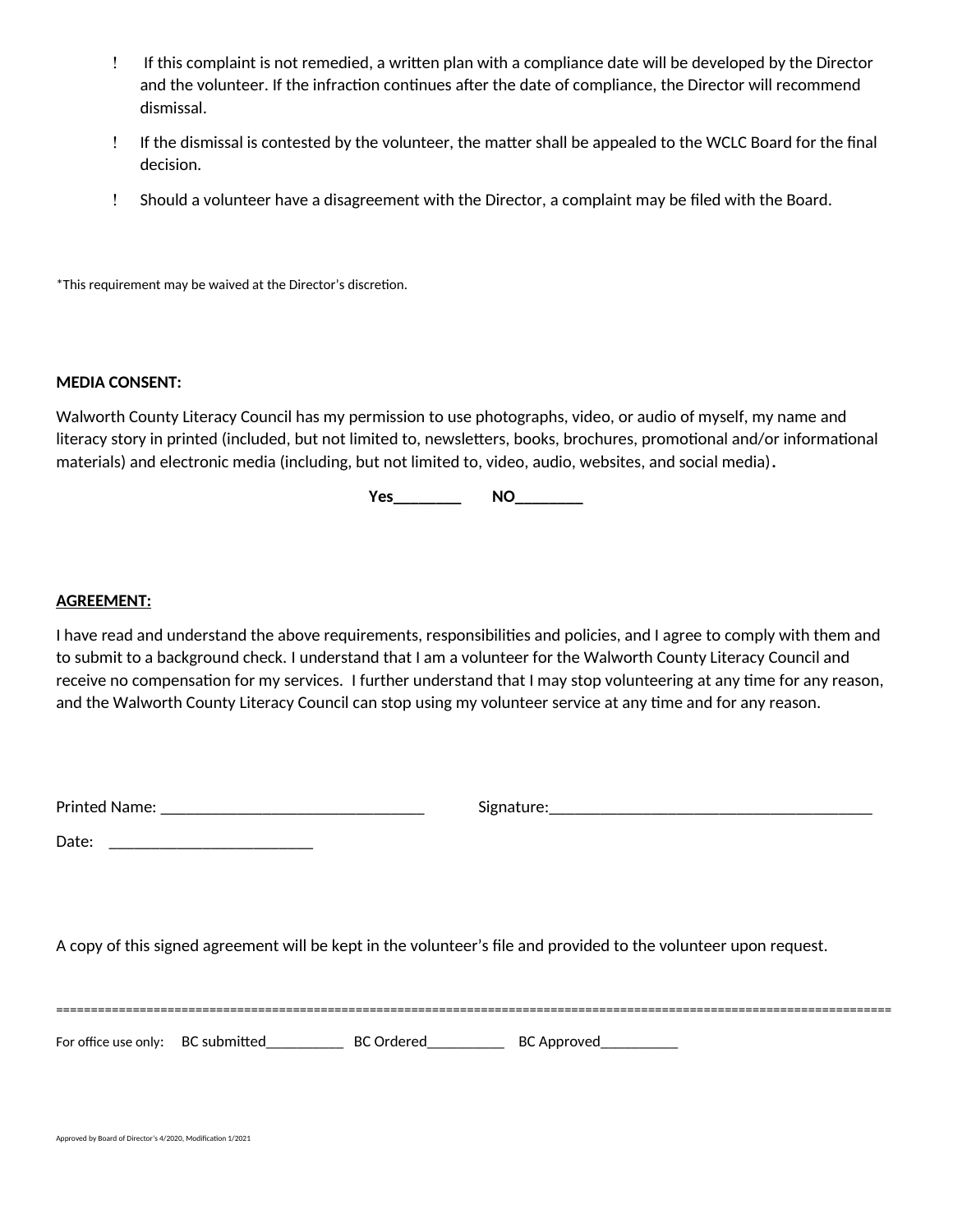- If this complaint is not remedied, a written plan with a compliance date will be developed by the Director and the volunteer. If the infraction continues after the date of compliance, the Director will recommend dismissal.
- If the dismissal is contested by the volunteer, the matter shall be appealed to the WCLC Board for the final decision.
- Should a volunteer have a disagreement with the Director, a complaint may be filed with the Board.

*This requirement may be waived at the Director's discretion.

**MEDIA CONSENT:**

Walworth County Literacy Council has my permission to use photographs, video, or audio of myself, my name and literacy story in printed (included, but not limited to, newsletters, books, brochures, promotional and/or informational materials) and electronic media (including, but not limited to, video, audio, websites, and social media).

**Yes________ NO________**

**AGREEMENT:**

I have read and understand the above requirements, responsibilities and policies, and I agree to comply with them and to submit to a background check. I understand that I am a volunteer for the Walworth County Literacy Council and receive no compensation for my services. I further understand that I may stop volunteering at any time for any reason, and the Walworth County Literacy Council can stop using my volunteer service at any time and for any reason.

Printed Name: ________________________________ Signature:_______________________________________

Date: _________________________

A copy of this signed agreement will be kept in the volunteer's file and provided to the volunteer upon request.

==================================================================================================================

For office use only: BC submitted__________ BC Ordered__________ BC Approved__________

Approved by Board of Director's 4/2020, Modification 1/2021